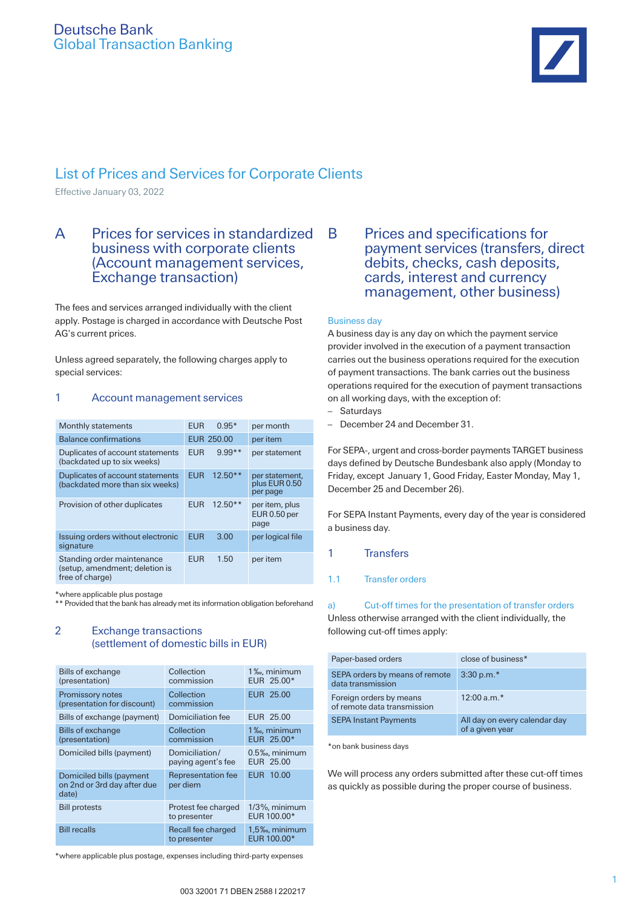Deutsche Bank
Global Transaction Banking

# List of Prices and Services for Corporate Clients

Effective January 03, 2022

## A Prices for services in standardized business with corporate clients (Account management services, Exchange transaction)

The fees and services arranged individually with the client apply. Postage is charged in accordance with Deutsche Post AG's current prices.

Unless agreed separately, the following charges apply to special services:

### 1 Account management services

| | | |
|---|---|---|
| Monthly statements | EUR 0.95* | per month |
| Balance confirmations | EUR 250.00 | per item |
| Duplicates of account statements (backdated up to six weeks) | EUR 9.99** | per statement |
| Duplicates of account statements (backdated more than six weeks) | EUR 12.50** | per statement, plus EUR 0.50 per page |
| Provision of other duplicates | EUR 12.50** | per item, plus EUR 0.50 per page |
| Issuing orders without electronic signature | EUR 3.00 | per logical file |
| Standing order maintenance (setup, amendment; deletion is free of charge) | EUR 1.50 | per item |

*where applicable plus postage
** Provided that the bank has already met its information obligation beforehand

### 2 Exchange transactions (settlement of domestic bills in EUR)

| | | |
|---|---|---|
| Bills of exchange (presentation) | Collection commission | 1‰, minimum EUR 25.00* |
| Promissory notes (presentation for discount) | Collection commission | EUR 25.00 |
| Bills of exchange (payment) | Domiciliation fee | EUR 25.00 |
| Bills of exchange (presentation) | Collection commission | 1‰, minimum EUR 25.00* |
| Domiciled bills (payment) | Domiciliation/ paying agent's fee | 0.5‰, minimum EUR 25.00 |
| Domiciled bills (payment on 2nd or 3rd day after due date) | Representation fee per diem | EUR 10.00 |
| Bill protests | Protest fee charged to presenter | 1/3%, minimum EUR 100.00* |
| Bill recalls | Recall fee charged to presenter | 1,5‰, minimum EUR 100.00* |

*where applicable plus postage, expenses including third-party expenses

## B Prices and specifications for payment services (transfers, direct debits, checks, cash deposits, cards, interest and currency management, other business)

Business day

A business day is any day on which the payment service provider involved in the execution of a payment transaction carries out the business operations required for the execution of payment transactions. The bank carries out the business operations required for the execution of payment transactions on all working days, with the exception of:

- Saturdays
- December 24 and December 31.

For SEPA-, urgent and cross-border payments TARGET business days defined by Deutsche Bundesbank also apply (Monday to Friday, except January 1, Good Friday, Easter Monday, May 1, December 25 and December 26).

For SEPA Instant Payments, every day of the year is considered a business day.

### 1 Transfers

#### 1.1 Transfer orders

##### a) Cut-off times for the presentation of transfer orders

Unless otherwise arranged with the client individually, the following cut-off times apply:

| | |
|---|---|
| Paper-based orders | close of business* |
| SEPA orders by means of remote data transmission | 3:30 p.m.* |
| Foreign orders by means of remote data transmission | 12:00 a.m.* |
| SEPA Instant Payments | All day on every calendar day of a given year |

*on bank business days

We will process any orders submitted after these cut-off times as quickly as possible during the proper course of business.

003 32001 71 DBEN 2588 I 220217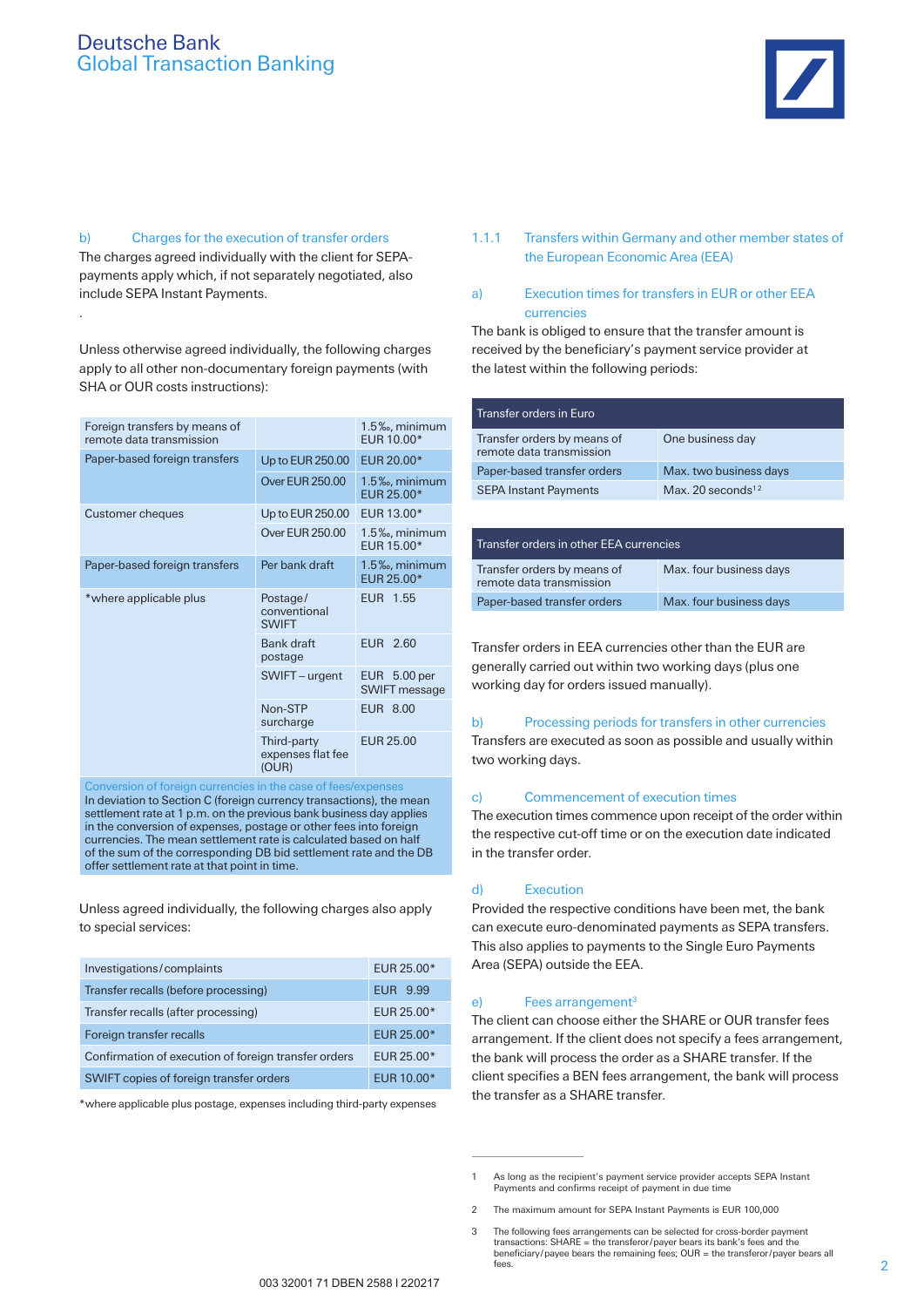b) Charges for the execution of transfer orders

The charges agreed individually with the client for SEPA-payments apply which, if not separately negotiated, also include SEPA Instant Payments.

.

Unless otherwise agreed individually, the following charges apply to all other non-documentary foreign payments (with SHA or OUR costs instructions):

| | | |
|---|---|---|
| Foreign transfers by means of remote data transmission | | 1.5‰, minimum EUR 10.00* |
| Paper-based foreign transfers | Up to EUR 250.00 | EUR 20.00* |
| | Over EUR 250.00 | 1.5‰, minimum EUR 25.00* |
| Customer cheques | Up to EUR 250.00 | EUR 13.00* |
| | Over EUR 250.00 | 1.5‰, minimum EUR 15.00* |
| Paper-based foreign transfers | Per bank draft | 1.5‰, minimum EUR 25.00* |
| *where applicable plus | Postage/conventional SWIFT | EUR 1.55 |
| | Bank draft postage | EUR 2.60 |
| | SWIFT – urgent | EUR 5.00 per SWIFT message |
| | Non-STP surcharge | EUR 8.00 |
| | Third-party expenses flat fee (OUR) | EUR 25.00 |

Conversion of foreign currencies in the case of fees/expenses

In deviation to Section C (foreign currency transactions), the mean settlement rate at 1 p.m. on the previous bank business day applies in the conversion of expenses, postage or other fees into foreign currencies. The mean settlement rate is calculated based on half of the sum of the corresponding DB bid settlement rate and the DB offer settlement rate at that point in time.

Unless agreed individually, the following charges also apply to special services:

| | |
|---|---|
| Investigations/complaints | EUR 25.00* |
| Transfer recalls (before processing) | EUR 9.99 |
| Transfer recalls (after processing) | EUR 25.00* |
| Foreign transfer recalls | EUR 25.00* |
| Confirmation of execution of foreign transfer orders | EUR 25.00* |
| SWIFT copies of foreign transfer orders | EUR 10.00* |

*where applicable plus postage, expenses including third-party expenses

### 1.1.1 Transfers within Germany and other member states of the European Economic Area (EEA)

a) Execution times for transfers in EUR or other EEA currencies

The bank is obliged to ensure that the transfer amount is received by the beneficiary's payment service provider at the latest within the following periods:

| Transfer orders in Euro | |
|---|---|
| Transfer orders by means of remote data transmission | One business day |
| Paper-based transfer orders | Max. two business days |
| SEPA Instant Payments | Max. 20 seconds[1,2] |

| Transfer orders in other EEA currencies | |
|---|---|
| Transfer orders by means of remote data transmission | Max. four business days |
| Paper-based transfer orders | Max. four business days |

Transfer orders in EEA currencies other than the EUR are generally carried out within two working days (plus one working day for orders issued manually).

b) Processing periods for transfers in other currencies

Transfers are executed as soon as possible and usually within two working days.

c) Commencement of execution times

The execution times commence upon receipt of the order within the respective cut-off time or on the execution date indicated in the transfer order.

d) Execution

Provided the respective conditions have been met, the bank can execute euro-denominated payments as SEPA transfers. This also applies to payments to the Single Euro Payments Area (SEPA) outside the EEA.

e) Fees arrangement[3]

The client can choose either the SHARE or OUR transfer fees arrangement. If the client does not specify a fees arrangement, the bank will process the order as a SHARE transfer. If the client specifies a BEN fees arrangement, the bank will process the transfer as a SHARE transfer.

---

1 As long as the recipient's payment service provider accepts SEPA Instant Payments and confirms receipt of payment in due time

2 The maximum amount for SEPA Instant Payments is EUR 100,000

3 The following fees arrangements can be selected for cross-border payment transactions: SHARE = the transferor/payer bears its bank's fees and the beneficiary/payee bears the remaining fees; OUR = the transferor/payer bears all fees.

003 32001 71 DBEN 2588 I 220217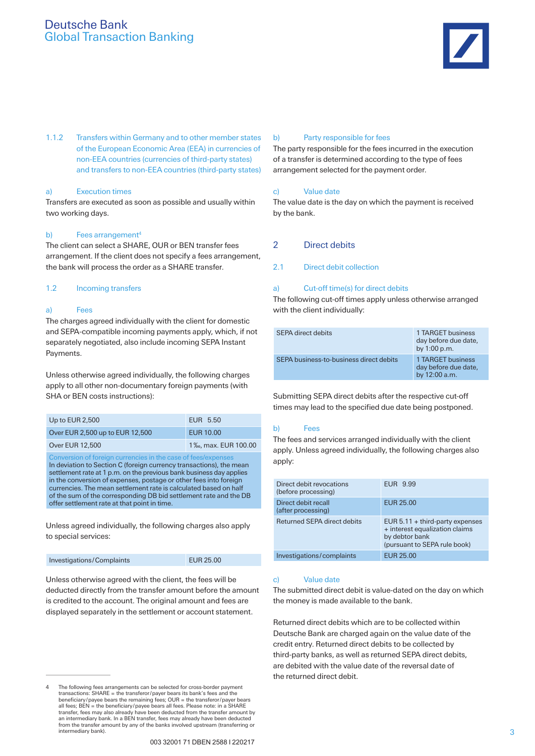#### 1.1.2 Transfers within Germany and to other member states of the European Economic Area (EEA) in currencies of non-EEA countries (currencies of third-party states) and transfers to non-EEA countries (third-party states)

##### a) Execution times

Transfers are executed as soon as possible and usually within two working days.

##### b) Fees arrangement[4]

The client can select a SHARE, OUR or BEN transfer fees arrangement. If the client does not specify a fees arrangement, the bank will process the order as a SHARE transfer.

### 1.2 Incoming transfers

##### a) Fees

The charges agreed individually with the client for domestic and SEPA-compatible incoming payments apply, which, if not separately negotiated, also include incoming SEPA Instant Payments.

Unless otherwise agreed individually, the following charges apply to all other non-documentary foreign payments (with SHA or BEN costs instructions):

| | |
|---|---|
| Up to EUR 2,500 | EUR 5.50 |
| Over EUR 2,500 up to EUR 12,500 | EUR 10.00 |
| Over EUR 12,500 | 1 ‰, max. EUR 100.00 |

**Conversion of foreign currencies in the case of fees/expenses**
In deviation to Section C (foreign currency transactions), the mean settlement rate at 1 p.m. on the previous bank business day applies in the conversion of expenses, postage or other fees into foreign currencies. The mean settlement rate is calculated based on half of the sum of the corresponding DB bid settlement rate and the DB offer settlement rate at that point in time.

Unless agreed individually, the following charges also apply to special services:

| | |
|---|---|
| Investigations/Complaints | EUR 25.00 |

Unless otherwise agreed with the client, the fees will be deducted directly from the transfer amount before the amount is credited to the account. The original amount and fees are displayed separately in the settlement or account statement.

##### b) Party responsible for fees

The party responsible for the fees incurred in the execution of a transfer is determined according to the type of fees arrangement selected for the payment order.

##### c) Value date

The value date is the day on which the payment is received by the bank.

## 2 Direct debits

### 2.1 Direct debit collection

##### a) Cut-off time(s) for direct debits

The following cut-off times apply unless otherwise arranged with the client individually:

| | |
|---|---|
| SEPA direct debits | 1 TARGET business day before due date, by 1:00 p.m. |
| SEPA business-to-business direct debits | 1 TARGET business day before due date, by 12:00 a.m. |

Submitting SEPA direct debits after the respective cut-off times may lead to the specified due date being postponed.

##### b) Fees

The fees and services arranged individually with the client apply. Unless agreed individually, the following charges also apply:

| | |
|---|---|
| Direct debit revocations (before processing) | EUR 9.99 |
| Direct debit recall (after processing) | EUR 25.00 |
| Returned SEPA direct debits | EUR 5.11 + third-party expenses + interest equalization claims by debtor bank (pursuant to SEPA rule book) |
| Investigations/complaints | EUR 25.00 |

##### c) Value date

The submitted direct debit is value-dated on the day on which the money is made available to the bank.

Returned direct debits which are to be collected within Deutsche Bank are charged again on the value date of the credit entry. Returned direct debits to be collected by third-party banks, as well as returned SEPA direct debits, are debited with the value date of the reversal date of the returned direct debit.

---

4 The following fees arrangements can be selected for cross-border payment transactions: SHARE = the transferor/payer bears its bank's fees and the beneficiary/payee bears the remaining fees; OUR = the transferor/payer bears all fees; BEN = the beneficiary/payee bears all fees. Please note: in a SHARE transfer, fees may also already have been deducted from the transfer amount by an intermediary bank. In a BEN transfer, fees may already have been deducted from the transfer amount by any of the banks involved upstream (transferring or intermediary bank).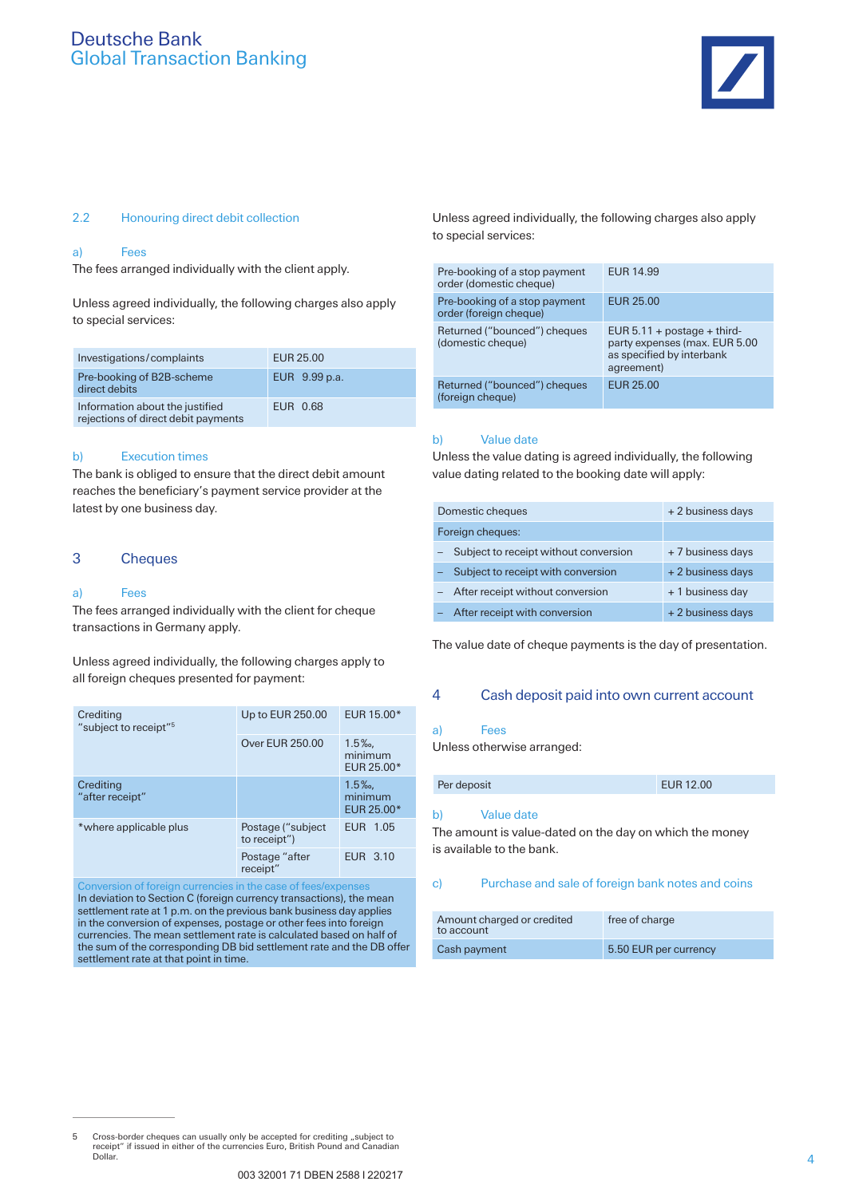### 2.2 Honouring direct debit collection

#### a) Fees

The fees arranged individually with the client apply.

Unless agreed individually, the following charges also apply to special services:

| | |
|---|---|
| Investigations/complaints | EUR 25.00 |
| Pre-booking of B2B-scheme direct debits | EUR 9.99 p.a. |
| Information about the justified rejections of direct debit payments | EUR 0.68 |

#### b) Execution times

The bank is obliged to ensure that the direct debit amount reaches the beneficiary's payment service provider at the latest by one business day.

## 3 Cheques

#### a) Fees

The fees arranged individually with the client for cheque transactions in Germany apply.

Unless agreed individually, the following charges apply to all foreign cheques presented for payment:

| | | |
|---|---|---|
| Crediting "subject to receipt"[5] | Up to EUR 250.00 | EUR 15.00* |
| | Over EUR 250.00 | 1.5‰, minimum EUR 25.00* |
| Crediting "after receipt" | | 1.5‰, minimum EUR 25.00* |
| *where applicable plus | Postage ("subject to receipt") | EUR 1.05 |
| | Postage "after receipt" | EUR 3.10 |

Conversion of foreign currencies in the case of fees/expenses
In deviation to Section C (foreign currency transactions), the mean settlement rate at 1 p.m. on the previous bank business day applies in the conversion of expenses, postage or other fees into foreign currencies. The mean settlement rate is calculated based on half of the sum of the corresponding DB bid settlement rate and the DB offer settlement rate at that point in time.

Unless agreed individually, the following charges also apply to special services:

| | |
|---|---|
| Pre-booking of a stop payment order (domestic cheque) | EUR 14.99 |
| Pre-booking of a stop payment order (foreign cheque) | EUR 25.00 |
| Returned ("bounced") cheques (domestic cheque) | EUR 5.11 + postage + third-party expenses (max. EUR 5.00 as specified by interbank agreement) |
| Returned ("bounced") cheques (foreign cheque) | EUR 25.00 |

#### b) Value date

Unless the value dating is agreed individually, the following value dating related to the booking date will apply:

| | |
|---|---|
| Domestic cheques | + 2 business days |
| Foreign cheques: | |
| – Subject to receipt without conversion | + 7 business days |
| – Subject to receipt with conversion | + 2 business days |
| – After receipt without conversion | + 1 business day |
| – After receipt with conversion | + 2 business days |

The value date of cheque payments is the day of presentation.

## 4 Cash deposit paid into own current account

#### a) Fees

Unless otherwise arranged:

| | |
|---|---|
| Per deposit | EUR 12.00 |

#### b) Value date

The amount is value-dated on the day on which the money is available to the bank.

#### c) Purchase and sale of foreign bank notes and coins

| | |
|---|---|
| Amount charged or credited to account | free of charge |
| Cash payment | 5.50 EUR per currency |

5 Cross-border cheques can usually only be accepted for crediting „subject to receipt" if issued in either of the currencies Euro, British Pound and Canadian Dollar.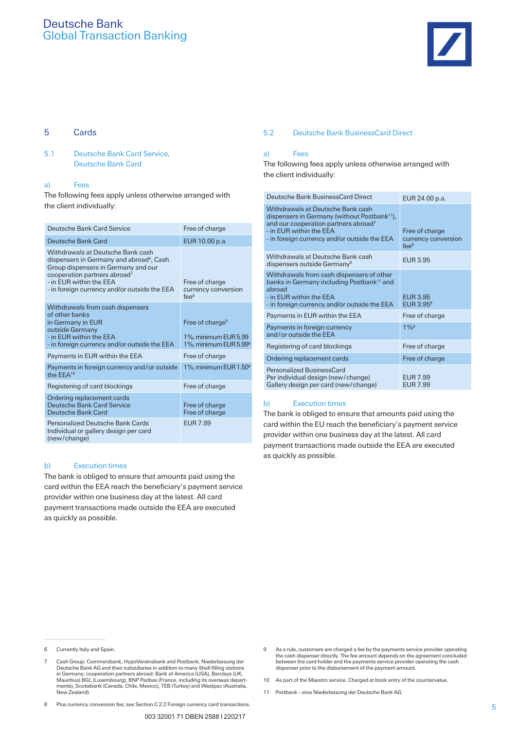## 5 Cards

### 5.1 Deutsche Bank Card Service, Deutsche Bank Card

#### a) Fees

The following fees apply unless otherwise arranged with the client individually:

| | |
|---|---|
| Deutsche Bank Card Service | Free of charge |
| Deutsche Bank Card | EUR 10.00 p.a. |
| Withdrawals at Deutsche Bank cash dispensers in Germany and abroad[6], Cash Group dispensers in Germany and our cooperation partners abroad[7]<br>- in EUR within the EEA<br>- in foreign currency and/or outside the EEA | <br><br><br>Free of charge<br>currency conversion fee[8] |
| Withdrawals from cash dispensers of other banks<br>in Germany in EUR<br>outside Germany<br>- in EUR within the EEA<br>- in foreign currency and/or outside the EEA | <br>Free of charge[9]<br><br>1%, minimum EUR 5.99<br>1%, minimum EUR 5.99[8] |
| Payments in EUR within the EEA | Free of charge |
| Payments in foreign currency and/or outside the EEA[10] | 1%, minimum EUR 1.50[8] |
| Registering of card blockings | Free of charge |
| Ordering replacement cards<br>Deutsche Bank Card Service<br>Deutsche Bank Card | <br>Free of charge<br>Free of charge |
| Personalized Deutsche Bank Cards<br>Individual or gallery design per card (new/change) | EUR 7.99 |

#### b) Execution times

The bank is obliged to ensure that amounts paid using the card within the EEA reach the beneficiary's payment service provider within one business day at the latest. All card payment transactions made outside the EEA are executed as quickly as possible.

### 5.2 Deutsche Bank BusinessCard Direct

#### a) Fees

The following fees apply unless otherwise arranged with the client individually:

| | |
|---|---|
| Deutsche Bank BusinessCard Direct | EUR 24.00 p.a. |
| Withdrawals at Deutsche Bank cash dispensers in Germany (without Postbank[11]), and our cooperation partners abroad[7]<br>- in EUR within the EEA<br>- in foreign currency and/or outside the EEA | <br><br><br>Free of charge<br>currency conversion fee[8] |
| Withdrawals at Deutsche Bank cash dispensers outside Germany[8] | EUR 3.95 |
| Withdrawals from cash dispensers of other banks in Germany including Postbank[11] and abroad<br>- in EUR within the EEA<br>- in foreign currency and/or outside the EEA | <br><br>EUR 3.95<br>EUR 3.95[8] |
| Payments in EUR within the EEA | Free of charge |
| Payments in foreign currency and/or outside the EEA | 1%[8] |
| Registering of card blockings | Free of charge |
| Ordering replacement cards | Free of charge |
| Personalized BusinessCard<br>Per individual design (new/change)<br>Gallery design per card (new/change) | <br>EUR 7.99<br>EUR 7.99 |

#### b) Execution times

The bank is obliged to ensure that amounts paid using the card within the EU reach the beneficiary's payment service provider within one business day at the latest. All card payment transactions made outside the EEA are executed as quickly as possible.

---

6 Currently Italy and Spain.

7 Cash Group: Commerzbank, HypoVereinsbank and Postbank, Niederlassung der Deutsche Bank AG and their subsidiaries in addition to many Shell filling stations in Germany; cooperation partners abroad: Bank of America (USA), Barclays (UK, Mauritius) BGL (Luxembourg), BNP Paribas (France, including its overseas departments), Scotiabank (Canada, Chile, Mexico), TEB (Turkey) and Westpac (Australia, New Zealand).

8 Plus currency conversion fee; see Section C 2.2 Foreign currency card transactions.

9 As a rule, customers are charged a fee by the payments service provider operating the cash dispenser directly. The fee amount depends on the agreement concluded between the card holder and the payments service provider operating the cash dispenser prior to the disbursement of the payment amount.

10 As part of the Maestro service. Charged at book entry of the countervalue.

11 Postbank – eine Niederlassung der Deutsche Bank AG.

003 32001 71 DBEN 2588 I 220217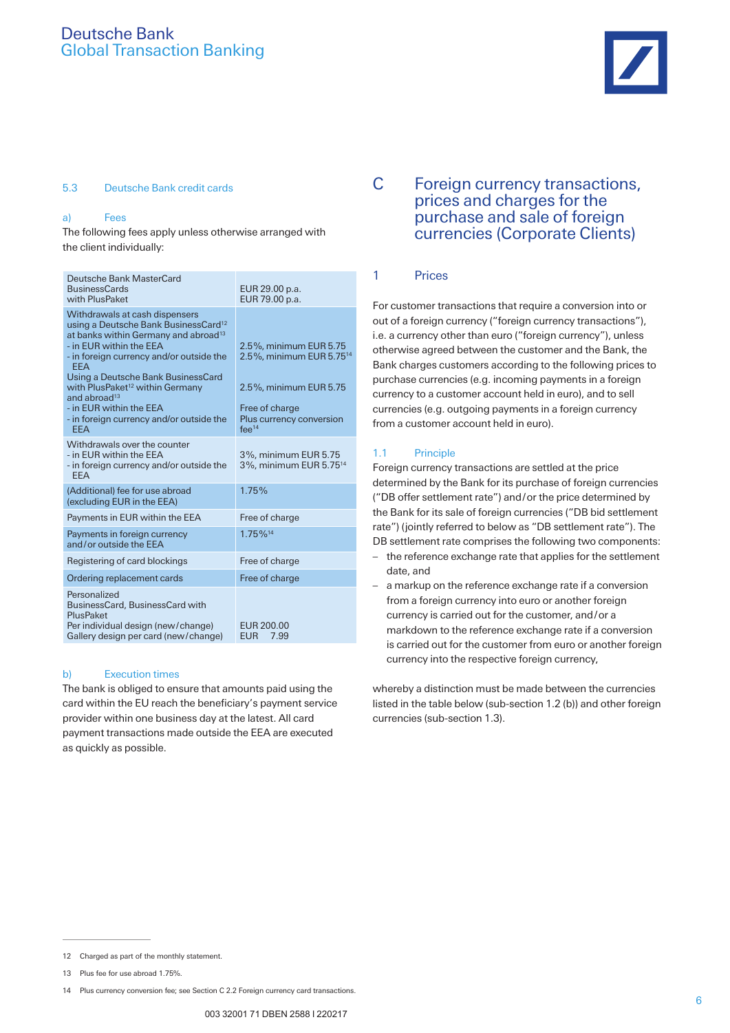### 5.3 Deutsche Bank credit cards

#### a) Fees

The following fees apply unless otherwise arranged with the client individually:

| | |
|---|---|
| Deutsche Bank MasterCard BusinessCards<br>with PlusPaket | EUR 29.00 p.a.<br>EUR 79.00 p.a. |
| Withdrawals at cash dispensers using a Deutsche Bank BusinessCard[12] at banks within Germany and abroad[13]<br>- in EUR within the EEA<br>- in foreign currency and/or outside the EEA<br>Using a Deutsche Bank BusinessCard with PlusPaket[12] within Germany and abroad[13]<br>- in EUR within the EEA<br>- in foreign currency and/or outside the EEA | <br><br>2.5%, minimum EUR 5.75<br>2.5%, minimum EUR 5.75[14]<br><br>2.5%, minimum EUR 5.75<br><br>Free of charge<br>Plus currency conversion fee[14] |
| Withdrawals over the counter<br>- in EUR within the EEA<br>- in foreign currency and/or outside the EEA | <br>3%, minimum EUR 5.75<br>3%, minimum EUR 5.75[14] |
| (Additional) fee for use abroad (excluding EUR in the EEA) | 1.75% |
| Payments in EUR within the EEA | Free of charge |
| Payments in foreign currency and/or outside the EEA | 1.75%[14] |
| Registering of card blockings | Free of charge |
| Ordering replacement cards | Free of charge |
| Personalized BusinessCard, BusinessCard with PlusPaket<br>Per individual design (new/change)<br>Gallery design per card (new/change) | <br><br>EUR 200.00<br>EUR 7.99 |

#### b) Execution times

The bank is obliged to ensure that amounts paid using the card within the EU reach the beneficiary's payment service provider within one business day at the latest. All card payment transactions made outside the EEA are executed as quickly as possible.

## C Foreign currency transactions, prices and charges for the purchase and sale of foreign currencies (Corporate Clients)

### 1 Prices

For customer transactions that require a conversion into or out of a foreign currency ("foreign currency transactions"), i.e. a currency other than euro ("foreign currency"), unless otherwise agreed between the customer and the Bank, the Bank charges customers according to the following prices to purchase currencies (e.g. incoming payments in a foreign currency to a customer account held in euro), and to sell currencies (e.g. outgoing payments in a foreign currency from a customer account held in euro).

#### 1.1 Principle

Foreign currency transactions are settled at the price determined by the Bank for its purchase of foreign currencies ("DB offer settlement rate") and/or the price determined by the Bank for its sale of foreign currencies ("DB bid settlement rate") (jointly referred to below as "DB settlement rate"). The DB settlement rate comprises the following two components:

- the reference exchange rate that applies for the settlement date, and
- a markup on the reference exchange rate if a conversion from a foreign currency into euro or another foreign currency is carried out for the customer, and/or a markdown to the reference exchange rate if a conversion is carried out for the customer from euro or another foreign currency into the respective foreign currency,

whereby a distinction must be made between the currencies listed in the table below (sub-section 1.2 (b)) and other foreign currencies (sub-section 1.3).

---

12 Charged as part of the monthly statement.

13 Plus fee for use abroad 1.75%.

14 Plus currency conversion fee; see Section C 2.2 Foreign currency card transactions.

003 32001 71 DBEN 2588 I 220217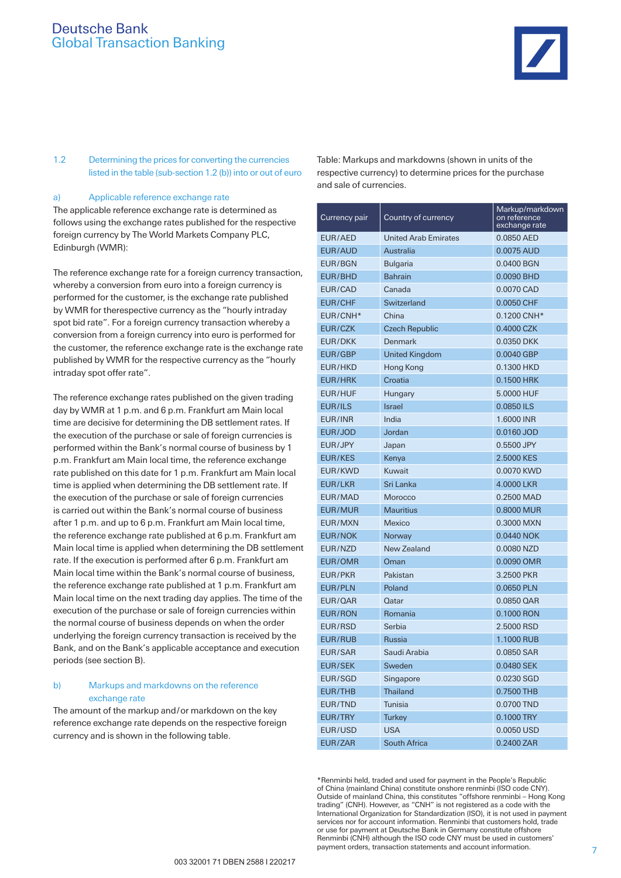### 1.2 Determining the prices for converting the currencies listed in the table (sub-section 1.2 (b)) into or out of euro

#### a) Applicable reference exchange rate

The applicable reference exchange rate is determined as follows using the exchange rates published for the respective foreign currency by The World Markets Company PLC, Edinburgh (WMR):

The reference exchange rate for a foreign currency transaction, whereby a conversion from euro into a foreign currency is performed for the customer, is the exchange rate published by WMR for therespective currency as the "hourly intraday spot bid rate". For a foreign currency transaction whereby a conversion from a foreign currency into euro is performed for the customer, the reference exchange rate is the exchange rate published by WMR for the respective currency as the "hourly intraday spot offer rate".

The reference exchange rates published on the given trading day by WMR at 1 p.m. and 6 p.m. Frankfurt am Main local time are decisive for determining the DB settlement rates. If the execution of the purchase or sale of foreign currencies is performed within the Bank's normal course of business by 1 p.m. Frankfurt am Main local time, the reference exchange rate published on this date for 1 p.m. Frankfurt am Main local time is applied when determining the DB settlement rate. If the execution of the purchase or sale of foreign currencies is carried out within the Bank's normal course of business after 1 p.m. and up to 6 p.m. Frankfurt am Main local time, the reference exchange rate published at 6 p.m. Frankfurt am Main local time is applied when determining the DB settlement rate. If the execution is performed after 6 p.m. Frankfurt am Main local time within the Bank's normal course of business, the reference exchange rate published at 1 p.m. Frankfurt am Main local time on the next trading day applies. The time of the execution of the purchase or sale of foreign currencies within the normal course of business depends on when the order underlying the foreign currency transaction is received by the Bank, and on the Bank's applicable acceptance and execution periods (see section B).

#### b) Markups and markdowns on the reference exchange rate

The amount of the markup and/or markdown on the key reference exchange rate depends on the respective foreign currency and is shown in the following table.

Table: Markups and markdowns (shown in units of the respective currency) to determine prices for the purchase and sale of currencies.

| Currency pair | Country of currency | Markup/markdown on reference exchange rate |
|---|---|---|
| EUR/AED | United Arab Emirates | 0.0850 AED |
| EUR/AUD | Australia | 0.0075 AUD |
| EUR/BGN | Bulgaria | 0.0400 BGN |
| EUR/BHD | Bahrain | 0.0090 BHD |
| EUR/CAD | Canada | 0.0070 CAD |
| EUR/CHF | Switzerland | 0.0050 CHF |
| EUR/CNH* | China | 0.1200 CNH* |
| EUR/CZK | Czech Republic | 0.4000 CZK |
| EUR/DKK | Denmark | 0.0350 DKK |
| EUR/GBP | United Kingdom | 0.0040 GBP |
| EUR/HKD | Hong Kong | 0.1300 HKD |
| EUR/HRK | Croatia | 0.1500 HRK |
| EUR/HUF | Hungary | 5.0000 HUF |
| EUR/ILS | Israel | 0.0850 ILS |
| EUR/INR | India | 1.6000 INR |
| EUR/JOD | Jordan | 0.0160 JOD |
| EUR/JPY | Japan | 0.5500 JPY |
| EUR/KES | Kenya | 2.5000 KES |
| EUR/KWD | Kuwait | 0.0070 KWD |
| EUR/LKR | Sri Lanka | 4.0000 LKR |
| EUR/MAD | Morocco | 0.2500 MAD |
| EUR/MUR | Mauritius | 0.8000 MUR |
| EUR/MXN | Mexico | 0.3000 MXN |
| EUR/NOK | Norway | 0.0440 NOK |
| EUR/NZD | New Zealand | 0.0080 NZD |
| EUR/OMR | Oman | 0.0090 OMR |
| EUR/PKR | Pakistan | 3.2500 PKR |
| EUR/PLN | Poland | 0.0650 PLN |
| EUR/QAR | Qatar | 0.0850 QAR |
| EUR/RON | Romania | 0.1000 RON |
| EUR/RSD | Serbia | 2.5000 RSD |
| EUR/RUB | Russia | 1.1000 RUB |
| EUR/SAR | Saudi Arabia | 0.0850 SAR |
| EUR/SEK | Sweden | 0.0480 SEK |
| EUR/SGD | Singapore | 0.0230 SGD |
| EUR/THB | Thailand | 0.7500 THB |
| EUR/TND | Tunisia | 0.0700 TND |
| EUR/TRY | Turkey | 0.1000 TRY |
| EUR/USD | USA | 0.0050 USD |
| EUR/ZAR | South Africa | 0.2400 ZAR |

*Renminbi held, traded and used for payment in the People's Republic of China (mainland China) constitute onshore renminbi (ISO code CNY). Outside of mainland China, this constitutes "offshore renminbi – Hong Kong trading" (CNH). However, as "CNH" is not registered as a code with the International Organization for Standardization (ISO), it is not used in payment services nor for account information. Renminbi that customers hold, trade or use for payment at Deutsche Bank in Germany constitute offshore Renminbi (CNH) although the ISO code CNY must be used in customers' payment orders, transaction statements and account information.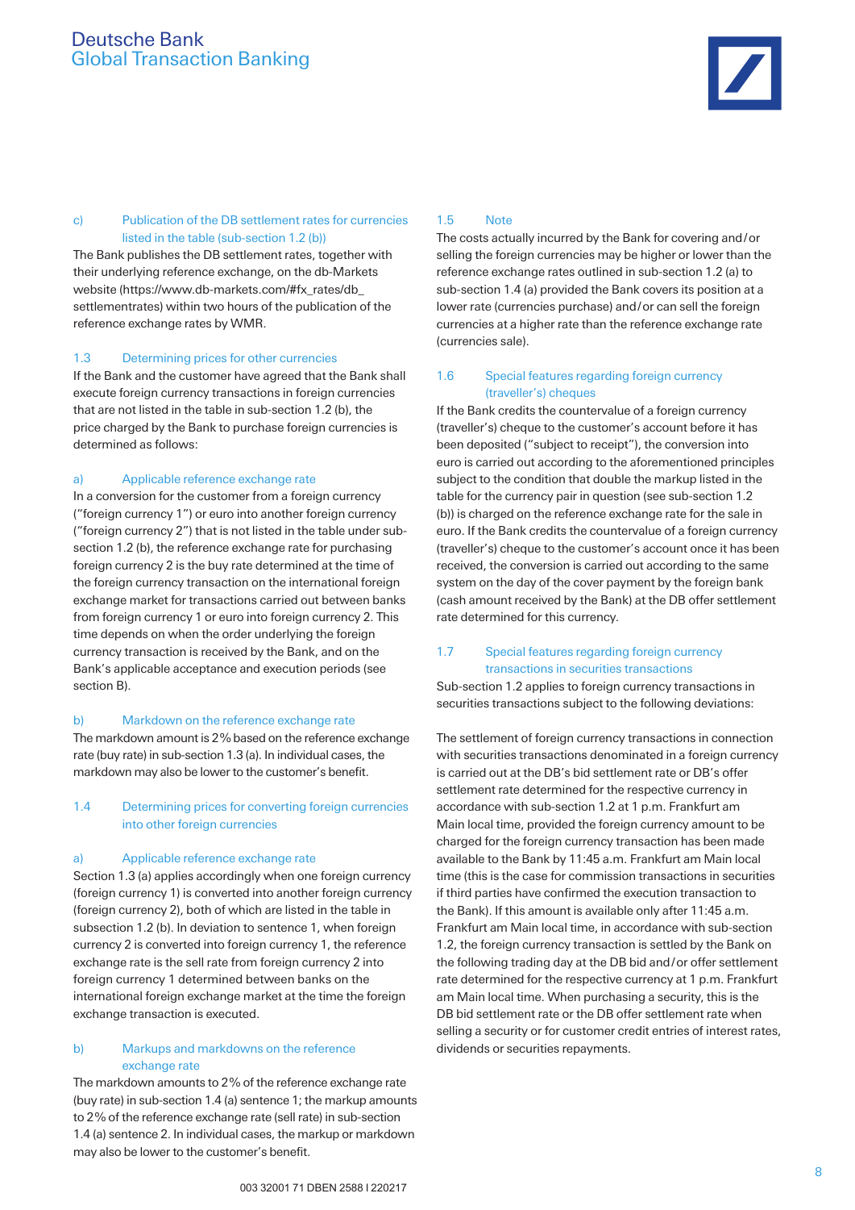#### c) Publication of the DB settlement rates for currencies listed in the table (sub-section 1.2 (b))

The Bank publishes the DB settlement rates, together with their underlying reference exchange, on the db-Markets website (https://www.db-markets.com/#fx_rates/db_settlementrates) within two hours of the publication of the reference exchange rates by WMR.

### 1.3 Determining prices for other currencies

If the Bank and the customer have agreed that the Bank shall execute foreign currency transactions in foreign currencies that are not listed in the table in sub-section 1.2 (b), the price charged by the Bank to purchase foreign currencies is determined as follows:

#### a) Applicable reference exchange rate

In a conversion for the customer from a foreign currency ("foreign currency 1") or euro into another foreign currency ("foreign currency 2") that is not listed in the table under sub-section 1.2 (b), the reference exchange rate for purchasing foreign currency 2 is the buy rate determined at the time of the foreign currency transaction on the international foreign exchange market for transactions carried out between banks from foreign currency 1 or euro into foreign currency 2. This time depends on when the order underlying the foreign currency transaction is received by the Bank, and on the Bank's applicable acceptance and execution periods (see section B).

#### b) Markdown on the reference exchange rate

The markdown amount is 2% based on the reference exchange rate (buy rate) in sub-section 1.3 (a). In individual cases, the markdown may also be lower to the customer's benefit.

### 1.4 Determining prices for converting foreign currencies into other foreign currencies

#### a) Applicable reference exchange rate

Section 1.3 (a) applies accordingly when one foreign currency (foreign currency 1) is converted into another foreign currency (foreign currency 2), both of which are listed in the table in subsection 1.2 (b). In deviation to sentence 1, when foreign currency 2 is converted into foreign currency 1, the reference exchange rate is the sell rate from foreign currency 2 into foreign currency 1 determined between banks on the international foreign exchange market at the time the foreign exchange transaction is executed.

#### b) Markups and markdowns on the reference exchange rate

The markdown amounts to 2% of the reference exchange rate (buy rate) in sub-section 1.4 (a) sentence 1; the markup amounts to 2% of the reference exchange rate (sell rate) in sub-section 1.4 (a) sentence 2. In individual cases, the markup or markdown may also be lower to the customer's benefit.

### 1.5 Note

The costs actually incurred by the Bank for covering and/or selling the foreign currencies may be higher or lower than the reference exchange rates outlined in sub-section 1.2 (a) to sub-section 1.4 (a) provided the Bank covers its position at a lower rate (currencies purchase) and/or can sell the foreign currencies at a higher rate than the reference exchange rate (currencies sale).

### 1.6 Special features regarding foreign currency (traveller's) cheques

If the Bank credits the countervalue of a foreign currency (traveller's) cheque to the customer's account before it has been deposited ("subject to receipt"), the conversion into euro is carried out according to the aforementioned principles subject to the condition that double the markup listed in the table for the currency pair in question (see sub-section 1.2 (b)) is charged on the reference exchange rate for the sale in euro. If the Bank credits the countervalue of a foreign currency (traveller's) cheque to the customer's account once it has been received, the conversion is carried out according to the same system on the day of the cover payment by the foreign bank (cash amount received by the Bank) at the DB offer settlement rate determined for this currency.

### 1.7 Special features regarding foreign currency transactions in securities transactions

Sub-section 1.2 applies to foreign currency transactions in securities transactions subject to the following deviations:

The settlement of foreign currency transactions in connection with securities transactions denominated in a foreign currency is carried out at the DB's bid settlement rate or DB's offer settlement rate determined for the respective currency in accordance with sub-section 1.2 at 1 p.m. Frankfurt am Main local time, provided the foreign currency amount to be charged for the foreign currency transaction has been made available to the Bank by 11:45 a.m. Frankfurt am Main local time (this is the case for commission transactions in securities if third parties have confirmed the execution transaction to the Bank). If this amount is available only after 11:45 a.m. Frankfurt am Main local time, in accordance with sub-section 1.2, the foreign currency transaction is settled by the Bank on the following trading day at the DB bid and/or offer settlement rate determined for the respective currency at 1 p.m. Frankfurt am Main local time. When purchasing a security, this is the DB bid settlement rate or the DB offer settlement rate when selling a security or for customer credit entries of interest rates, dividends or securities repayments.

003 32001 71 DBEN 2588 I 220217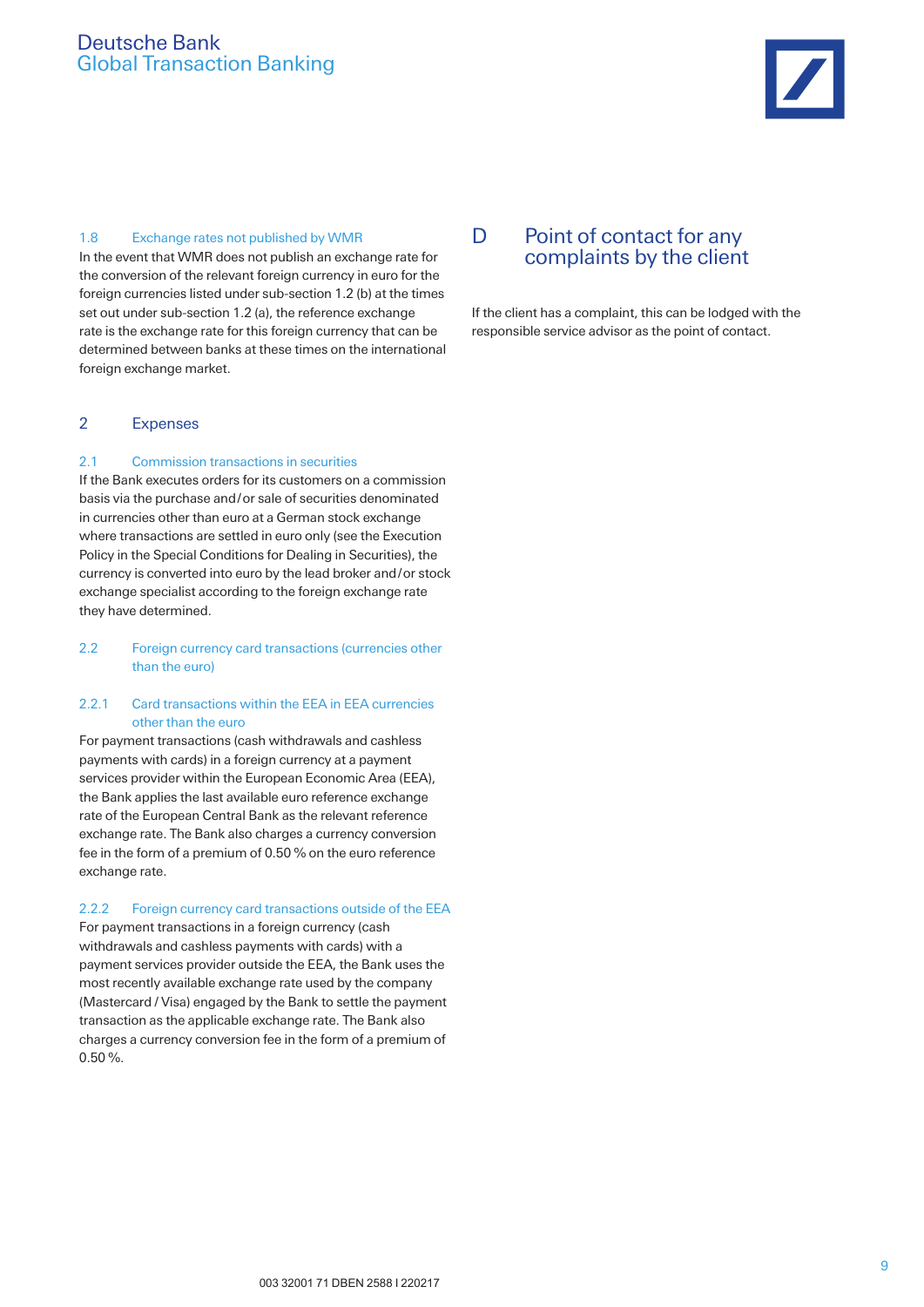#### 1.8 Exchange rates not published by WMR

In the event that WMR does not publish an exchange rate for the conversion of the relevant foreign currency in euro for the foreign currencies listed under sub-section 1.2 (b) at the times set out under sub-section 1.2 (a), the reference exchange rate is the exchange rate for this foreign currency that can be determined between banks at these times on the international foreign exchange market.

### 2 Expenses

#### 2.1 Commission transactions in securities

If the Bank executes orders for its customers on a commission basis via the purchase and/or sale of securities denominated in currencies other than euro at a German stock exchange where transactions are settled in euro only (see the Execution Policy in the Special Conditions for Dealing in Securities), the currency is converted into euro by the lead broker and/or stock exchange specialist according to the foreign exchange rate they have determined.

#### 2.2 Foreign currency card transactions (currencies other than the euro)

##### 2.2.1 Card transactions within the EEA in EEA currencies other than the euro

For payment transactions (cash withdrawals and cashless payments with cards) in a foreign currency at a payment services provider within the European Economic Area (EEA), the Bank applies the last available euro reference exchange rate of the European Central Bank as the relevant reference exchange rate. The Bank also charges a currency conversion fee in the form of a premium of 0.50 % on the euro reference exchange rate.

##### 2.2.2 Foreign currency card transactions outside of the EEA

For payment transactions in a foreign currency (cash withdrawals and cashless payments with cards) with a payment services provider outside the EEA, the Bank uses the most recently available exchange rate used by the company (Mastercard / Visa) engaged by the Bank to settle the payment transaction as the applicable exchange rate. The Bank also charges a currency conversion fee in the form of a premium of 0.50 %.

## D Point of contact for any complaints by the client

If the client has a complaint, this can be lodged with the responsible service advisor as the point of contact.

003 32001 71 DBEN 2588 I 220217